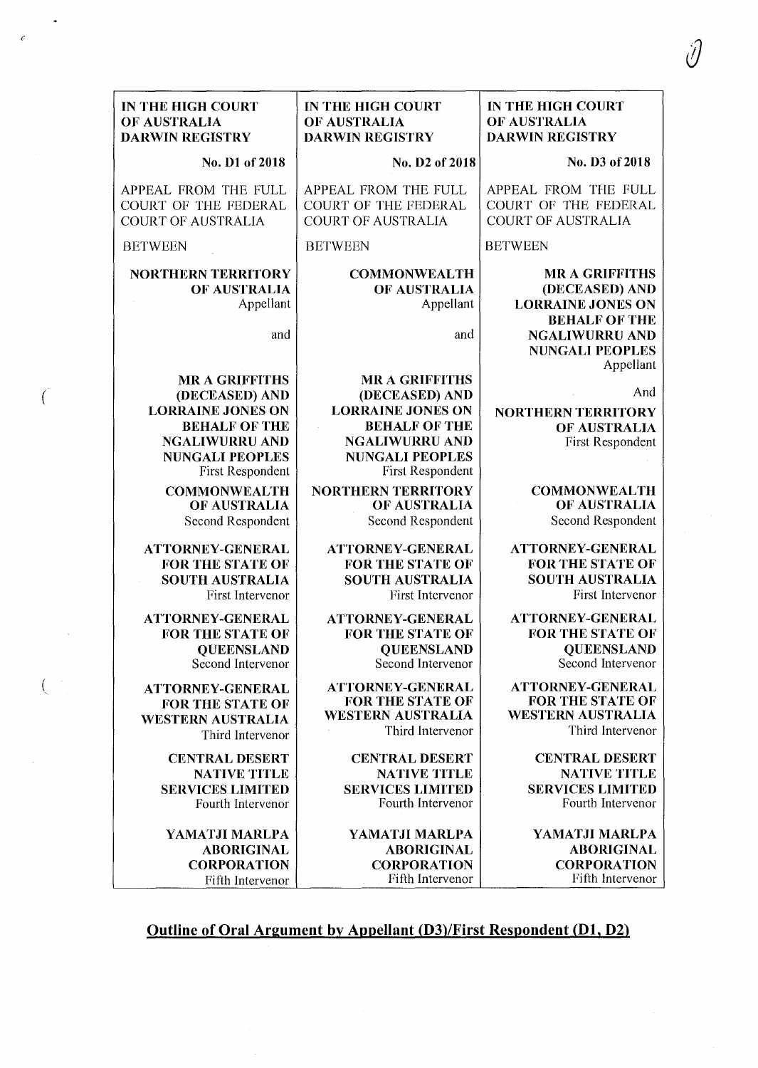| IN THE HIGH COURT OF AUSTRALIA DARWIN REGISTRY | IN THE HIGH COURT OF AUSTRALIA DARWIN REGISTRY | IN THE HIGH COURT OF AUSTRALIA DARWIN REGISTRY |
|---|---|---|
| No. D1 of 2018 | No. D2 of 2018 | No. D3 of 2018 |
| APPEAL FROM THE FULL COURT OF THE FEDERAL COURT OF AUSTRALIA | APPEAL FROM THE FULL COURT OF THE FEDERAL COURT OF AUSTRALIA | APPEAL FROM THE FULL COURT OF THE FEDERAL COURT OF AUSTRALIA |
| BETWEEN | BETWEEN | BETWEEN |
| **NORTHERN TERRITORY OF AUSTRALIA** Appellant | **COMMONWEALTH OF AUSTRALIA** Appellant | **MR A GRIFFITHS (DECEASED) AND LORRAINE JONES ON BEHALF OF THE NGALIWURRU AND NUNGALI PEOPLES** Appellant |
| and | and | And |
| **MR A GRIFFITHS (DECEASED) AND LORRAINE JONES ON BEHALF OF THE NGALIWURRU AND NUNGALI PEOPLES** First Respondent | **MR A GRIFFITHS (DECEASED) AND LORRAINE JONES ON BEHALF OF THE NGALIWURRU AND NUNGALI PEOPLES** First Respondent | **NORTHERN TERRITORY OF AUSTRALIA** First Respondent |
| **COMMONWEALTH OF AUSTRALIA** Second Respondent | **NORTHERN TERRITORY OF AUSTRALIA** Second Respondent | **COMMONWEALTH OF AUSTRALIA** Second Respondent |
| **ATTORNEY-GENERAL FOR THE STATE OF SOUTH AUSTRALIA** First Intervenor | **ATTORNEY-GENERAL FOR THE STATE OF SOUTH AUSTRALIA** First Intervenor | **ATTORNEY-GENERAL FOR THE STATE OF SOUTH AUSTRALIA** First Intervenor |
| **ATTORNEY-GENERAL FOR THE STATE OF QUEENSLAND** Second Intervenor | **ATTORNEY-GENERAL FOR THE STATE OF QUEENSLAND** Second Intervenor | **ATTORNEY-GENERAL FOR THE STATE OF QUEENSLAND** Second Intervenor |
| **ATTORNEY-GENERAL FOR THE STATE OF WESTERN AUSTRALIA** Third Intervenor | **ATTORNEY-GENERAL FOR THE STATE OF WESTERN AUSTRALIA** Third Intervenor | **ATTORNEY-GENERAL FOR THE STATE OF WESTERN AUSTRALIA** Third Intervenor |
| **CENTRAL DESERT NATIVE TITLE SERVICES LIMITED** Fourth Intervenor | **CENTRAL DESERT NATIVE TITLE SERVICES LIMITED** Fourth Intervenor | **CENTRAL DESERT NATIVE TITLE SERVICES LIMITED** Fourth Intervenor |
| **YAMATJI MARLPA ABORIGINAL CORPORATION** Fifth Intervenor | **YAMATJI MARLPA ABORIGINAL CORPORATION** Fifth Intervenor | **YAMATJI MARLPA ABORIGINAL CORPORATION** Fifth Intervenor |

## Outline of Oral Argument by Appellant (D3)/First Respondent (D1, D2)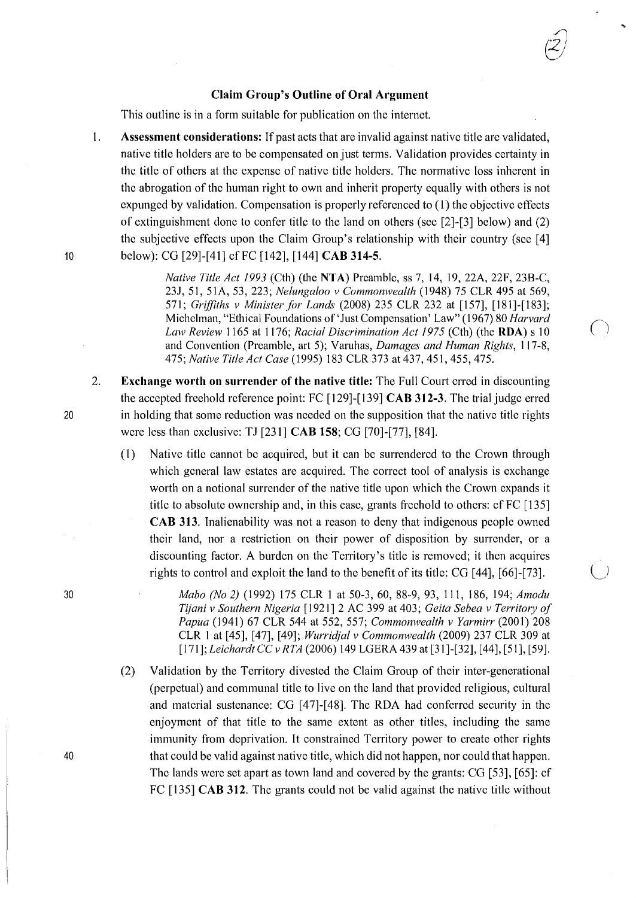## Claim Group's Outline of Oral Argument

This outline is in a form suitable for publication on the internet.

1. **Assessment considerations:** If past acts that are invalid against native title are validated, native title holders are to be compensated on just terms. Validation provides certainty in the title of others at the expense of native title holders. The normative loss inherent in the abrogation of the human right to own and inherit property equally with others is not expunged by validation. Compensation is properly referenced to (1) the objective effects of extinguishment done to confer title to the land on others (see [2]-[3] below) and (2) the subjective effects upon the Claim Group's relationship with their country (see [4] below): CG [29]-[41] cf FC [142], [144] **CAB 314-5**.

   *Native Title Act 1993* (Cth) (the **NTA**) Preamble, ss 7, 14, 19, 22A, 22F, 23B-C, 23J, 51, 51A, 53, 223; *Nelungaloo v Commonwealth* (1948) 75 CLR 495 at 569, 571; *Griffiths v Minister for Lands* (2008) 235 CLR 232 at [157], [181]-[183]; Michelman, "Ethical Foundations of 'Just Compensation' Law" (1967) 80 *Harvard Law Review* 1165 at 1176; *Racial Discrimination Act 1975* (Cth) (the **RDA**) s 10 and Convention (Preamble, art 5); Varuhas, *Damages and Human Rights*, 117-8, 475; *Native Title Act Case* (1995) 183 CLR 373 at 437, 451, 455, 475.

2. **Exchange worth on surrender of the native title:** The Full Court erred in discounting the accepted freehold reference point: FC [129]-[139] **CAB 312-3**. The trial judge erred in holding that some reduction was needed on the supposition that the native title rights were less than exclusive: TJ [231] **CAB 158**; CG [70]-[77], [84].

   (1) Native title cannot be acquired, but it can be surrendered to the Crown through which general law estates are acquired. The correct tool of analysis is exchange worth on a notional surrender of the native title upon which the Crown expands it title to absolute ownership and, in this case, grants freehold to others: cf FC [135] **CAB 313**. Inalienability was not a reason to deny that indigenous people owned their land, nor a restriction on their power of disposition by surrender, or a discounting factor. A burden on the Territory's title is removed; it then acquires rights to control and exploit the land to the benefit of its title: CG [44], [66]-[73].

   *Mabo (No 2)* (1992) 175 CLR 1 at 50-3, 60, 88-9, 93, 111, 186, 194; *Amodu Tijani v Southern Nigeria* [1921] 2 AC 399 at 403; *Geita Sebea v Territory of Papua* (1941) 67 CLR 544 at 552, 557; *Commonwealth v Yarmirr* (2001) 208 CLR 1 at [45], [47], [49]; *Wurridjal v Commonwealth* (2009) 237 CLR 309 at [171]; *Leichardt CC v RTA* (2006) 149 LGERA 439 at [31]-[32], [44], [51], [59].

   (2) Validation by the Territory divested the Claim Group of their inter-generational (perpetual) and communal title to live on the land that provided religious, cultural and material sustenance: CG [47]-[48]. The RDA had conferred security in the enjoyment of that title to the same extent as other titles, including the same immunity from deprivation. It constrained Territory power to create other rights that could be valid against native title, which did not happen, nor could that happen. The lands were set apart as town land and covered by the grants: CG [53], [65]: cf FC [135] **CAB 312**. The grants could not be valid against the native title without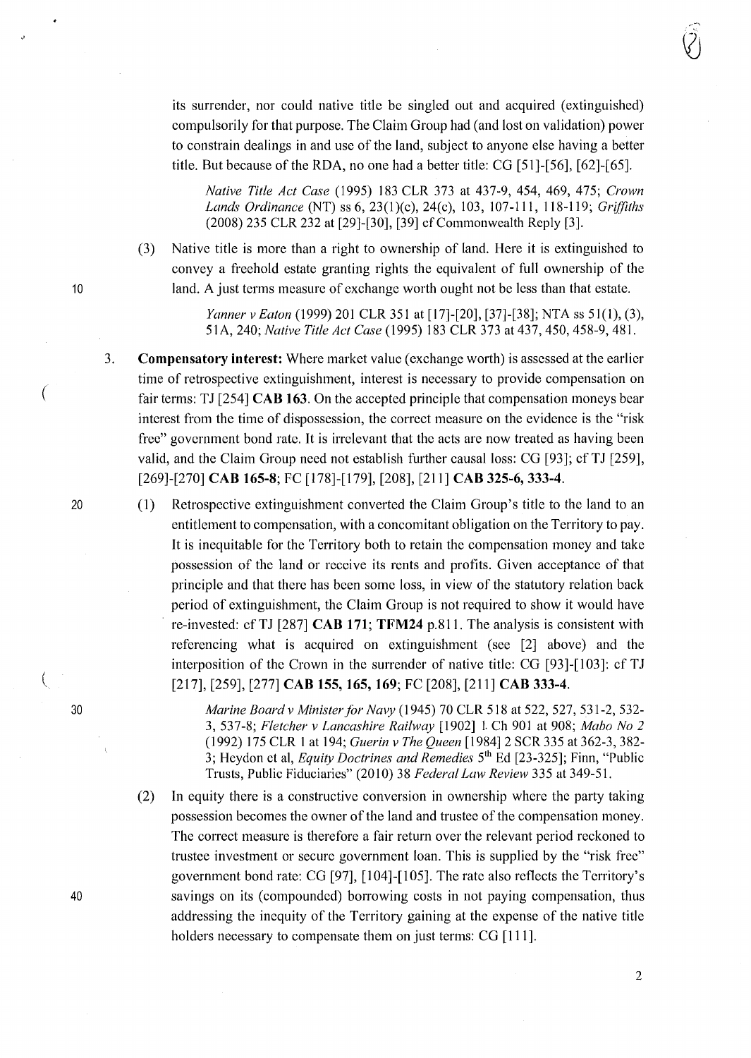its surrender, nor could native title be singled out and acquired (extinguished) compulsorily for that purpose. The Claim Group had (and lost on validation) power to constrain dealings in and use of the land, subject to anyone else having a better title. But because of the RDA, no one had a better title: CG [51]-[56], [62]-[65].

> *Native Title Act Case* (1995) 183 CLR 373 at 437-9, 454, 469, 475; *Crown Lands Ordinance* (NT) ss 6, 23(1)(c), 24(c), 103, 107-111, 118-119; *Griffiths* (2008) 235 CLR 232 at [29]-[30], [39] cf Commonwealth Reply [3].

(3) Native title is more than a right to ownership of land. Here it is extinguished to convey a freehold estate granting rights the equivalent of full ownership of the land. A just terms measure of exchange worth ought not be less than that estate.

> *Yanner v Eaton* (1999) 201 CLR 351 at [17]-[20], [37]-[38]; NTA ss 51(1), (3), 51A, 240; *Native Title Act Case* (1995) 183 CLR 373 at 437, 450, 458-9, 481.

3. **Compensatory interest:** Where market value (exchange worth) is assessed at the earlier time of retrospective extinguishment, interest is necessary to provide compensation on fair terms: TJ [254] **CAB 163**. On the accepted principle that compensation moneys bear interest from the time of dispossession, the correct measure on the evidence is the "risk free" government bond rate. It is irrelevant that the acts are now treated as having been valid, and the Claim Group need not establish further causal loss: CG [93]; cf TJ [259], [269]-[270] **CAB 165-8**; FC [178]-[179], [208], [211] **CAB 325-6, 333-4**.

(1) Retrospective extinguishment converted the Claim Group's title to the land to an entitlement to compensation, with a concomitant obligation on the Territory to pay. It is inequitable for the Territory both to retain the compensation money and take possession of the land or receive its rents and profits. Given acceptance of that principle and that there has been some loss, in view of the statutory relation back period of extinguishment, the Claim Group is not required to show it would have re-invested: cf TJ [287] **CAB 171; TFM24** p.811. The analysis is consistent with referencing what is acquired on extinguishment (see [2] above) and the interposition of the Crown in the surrender of native title: CG [93]-[103]: cf TJ [217], [259], [277] **CAB 155, 165, 169**; FC [208], [211] **CAB 333-4**.

> *Marine Board v Minister for Navy* (1945) 70 CLR 518 at 522, 527, 531-2, 532-3, 537-8; *Fletcher v Lancashire Railway* [1902] 1 Ch 901 at 908; *Mabo No 2* (1992) 175 CLR 1 at 194; *Guerin v The Queen* [1984] 2 SCR 335 at 362-3, 382-3; Heydon et al, *Equity Doctrines and Remedies* 5th Ed [23-325]; Finn, "Public Trusts, Public Fiduciaries" (2010) 38 *Federal Law Review* 335 at 349-51.

(2) In equity there is a constructive conversion in ownership where the party taking possession becomes the owner of the land and trustee of the compensation money. The correct measure is therefore a fair return over the relevant period reckoned to trustee investment or secure government loan. This is supplied by the "risk free" government bond rate: CG [97], [104]-[105]. The rate also reflects the Territory's savings on its (compounded) borrowing costs in not paying compensation, thus addressing the inequity of the Territory gaining at the expense of the native title holders necessary to compensate them on just terms: CG [111].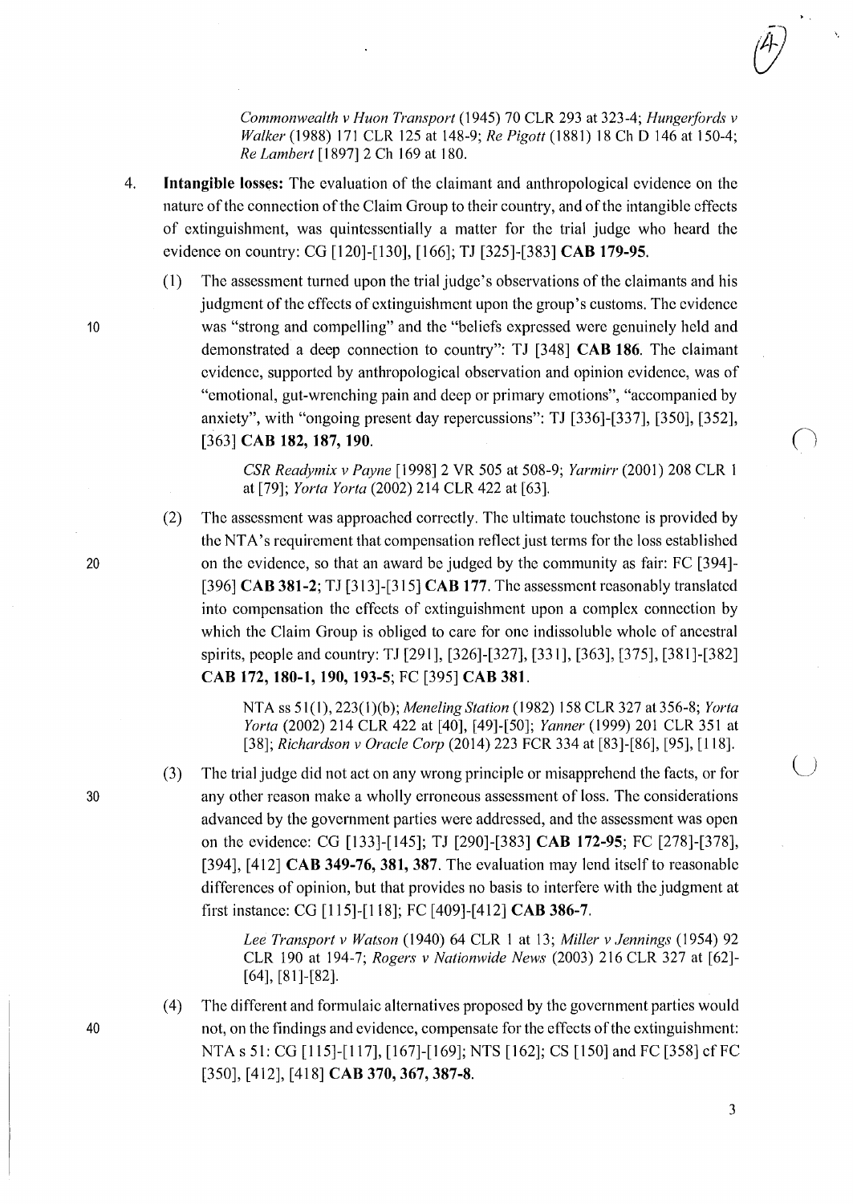*Commonwealth v Huon Transport* (1945) 70 CLR 293 at 323-4; *Hungerfords v Walker* (1988) 171 CLR 125 at 148-9; *Re Pigott* (1881) 18 Ch D 146 at 150-4; *Re Lambert* [1897] 2 Ch 169 at 180.

4. **Intangible losses:** The evaluation of the claimant and anthropological evidence on the nature of the connection of the Claim Group to their country, and of the intangible effects of extinguishment, was quintessentially a matter for the trial judge who heard the evidence on country: CG [120]-[130], [166]; TJ [325]-[383] **CAB 179-95.**

   (1) The assessment turned upon the trial judge's observations of the claimants and his judgment of the effects of extinguishment upon the group's customs. The evidence was "strong and compelling" and the "beliefs expressed were genuinely held and demonstrated a deep connection to country": TJ [348] **CAB 186.** The claimant evidence, supported by anthropological observation and opinion evidence, was of "emotional, gut-wrenching pain and deep or primary emotions", "accompanied by anxiety", with "ongoing present day repercussions": TJ [336]-[337], [350], [352], [363] **CAB 182, 187, 190.**

   > *CSR Readymix v Payne* [1998] 2 VR 505 at 508-9; *Yarmirr* (2001) 208 CLR 1 at [79]; *Yorta Yorta* (2002) 214 CLR 422 at [63].

   (2) The assessment was approached correctly. The ultimate touchstone is provided by the NTA's requirement that compensation reflect just terms for the loss established on the evidence, so that an award be judged by the community as fair: FC [394]-[396] **CAB 381-2**; TJ [313]-[315] **CAB 177.** The assessment reasonably translated into compensation the effects of extinguishment upon a complex connection by which the Claim Group is obliged to care for one indissoluble whole of ancestral spirits, people and country: TJ [291], [326]-[327], [331], [363], [375], [381]-[382] **CAB 172, 180-1, 190, 193-5**; FC [395] **CAB 381.**

   > NTA ss 51(1), 223(1)(b); *Meneling Station* (1982) 158 CLR 327 at 356-8; *Yorta Yorta* (2002) 214 CLR 422 at [40], [49]-[50]; *Yanner* (1999) 201 CLR 351 at [38]; *Richardson v Oracle Corp* (2014) 223 FCR 334 at [83]-[86], [95], [118].

   (3) The trial judge did not act on any wrong principle or misapprehend the facts, or for any other reason make a wholly erroneous assessment of loss. The considerations advanced by the government parties were addressed, and the assessment was open on the evidence: CG [133]-[145]; TJ [290]-[383] **CAB 172-95**; FC [278]-[378], [394], [412] **CAB 349-76, 381, 387.** The evaluation may lend itself to reasonable differences of opinion, but that provides no basis to interfere with the judgment at first instance: CG [115]-[118]; FC [409]-[412] **CAB 386-7.**

   > *Lee Transport v Watson* (1940) 64 CLR 1 at 13; *Miller v Jennings* (1954) 92 CLR 190 at 194-7; *Rogers v Nationwide News* (2003) 216 CLR 327 at [62]-[64], [81]-[82].

   (4) The different and formulaic alternatives proposed by the government parties would not, on the findings and evidence, compensate for the effects of the extinguishment: NTA s 51: CG [115]-[117], [167]-[169]; NTS [162]; CS [150] and FC [358] cf FC [350], [412], [418] **CAB 370, 367, 387-8.**